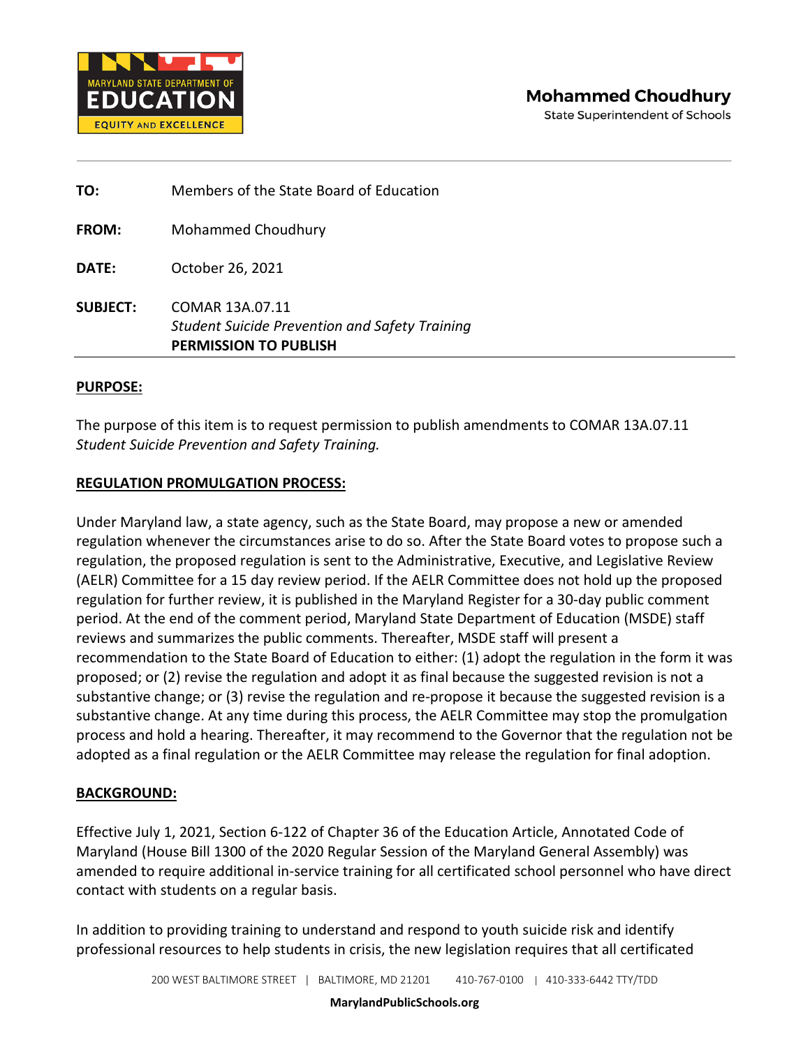Mohammed Choudhury
State Superintendent of Schools

**TO:** Members of the State Board of Education

**FROM:** Mohammed Choudhury

**DATE:** October 26, 2021

**SUBJECT:** COMAR 13A.07.11
*Student Suicide Prevention and Safety Training*
**PERMISSION TO PUBLISH**

## PURPOSE:

The purpose of this item is to request permission to publish amendments to COMAR 13A.07.11 *Student Suicide Prevention and Safety Training.*

## REGULATION PROMULGATION PROCESS:

Under Maryland law, a state agency, such as the State Board, may propose a new or amended regulation whenever the circumstances arise to do so. After the State Board votes to propose such a regulation, the proposed regulation is sent to the Administrative, Executive, and Legislative Review (AELR) Committee for a 15 day review period. If the AELR Committee does not hold up the proposed regulation for further review, it is published in the Maryland Register for a 30-day public comment period. At the end of the comment period, Maryland State Department of Education (MSDE) staff reviews and summarizes the public comments. Thereafter, MSDE staff will present a recommendation to the State Board of Education to either: (1) adopt the regulation in the form it was proposed; or (2) revise the regulation and adopt it as final because the suggested revision is not a substantive change; or (3) revise the regulation and re-propose it because the suggested revision is a substantive change. At any time during this process, the AELR Committee may stop the promulgation process and hold a hearing. Thereafter, it may recommend to the Governor that the regulation not be adopted as a final regulation or the AELR Committee may release the regulation for final adoption.

## BACKGROUND:

Effective July 1, 2021, Section 6-122 of Chapter 36 of the Education Article, Annotated Code of Maryland (House Bill 1300 of the 2020 Regular Session of the Maryland General Assembly) was amended to require additional in-service training for all certificated school personnel who have direct contact with students on a regular basis.

In addition to providing training to understand and respond to youth suicide risk and identify professional resources to help students in crisis, the new legislation requires that all certificated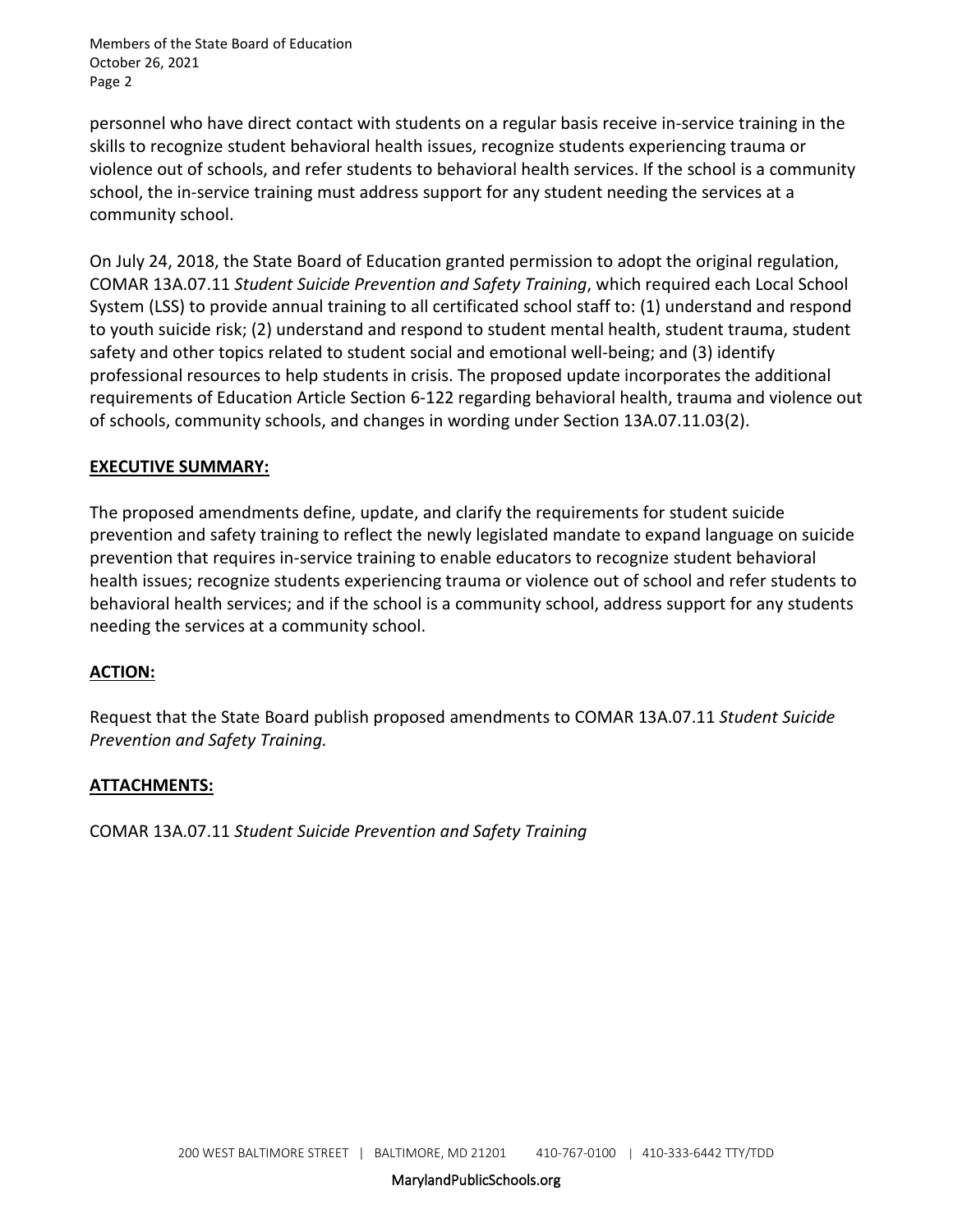personnel who have direct contact with students on a regular basis receive in-service training in the skills to recognize student behavioral health issues, recognize students experiencing trauma or violence out of schools, and refer students to behavioral health services. If the school is a community school, the in-service training must address support for any student needing the services at a community school.

On July 24, 2018, the State Board of Education granted permission to adopt the original regulation, COMAR 13A.07.11 *Student Suicide Prevention and Safety Training*, which required each Local School System (LSS) to provide annual training to all certificated school staff to: (1) understand and respond to youth suicide risk; (2) understand and respond to student mental health, student trauma, student safety and other topics related to student social and emotional well-being; and (3) identify professional resources to help students in crisis. The proposed update incorporates the additional requirements of Education Article Section 6-122 regarding behavioral health, trauma and violence out of schools, community schools, and changes in wording under Section 13A.07.11.03(2).

**EXECUTIVE SUMMARY:**

The proposed amendments define, update, and clarify the requirements for student suicide prevention and safety training to reflect the newly legislated mandate to expand language on suicide prevention that requires in-service training to enable educators to recognize student behavioral health issues; recognize students experiencing trauma or violence out of school and refer students to behavioral health services; and if the school is a community school, address support for any students needing the services at a community school.

**ACTION:**

Request that the State Board publish proposed amendments to COMAR 13A.07.11 *Student Suicide Prevention and Safety Training.*

**ATTACHMENTS:**

COMAR 13A.07.11 *Student Suicide Prevention and Safety Training*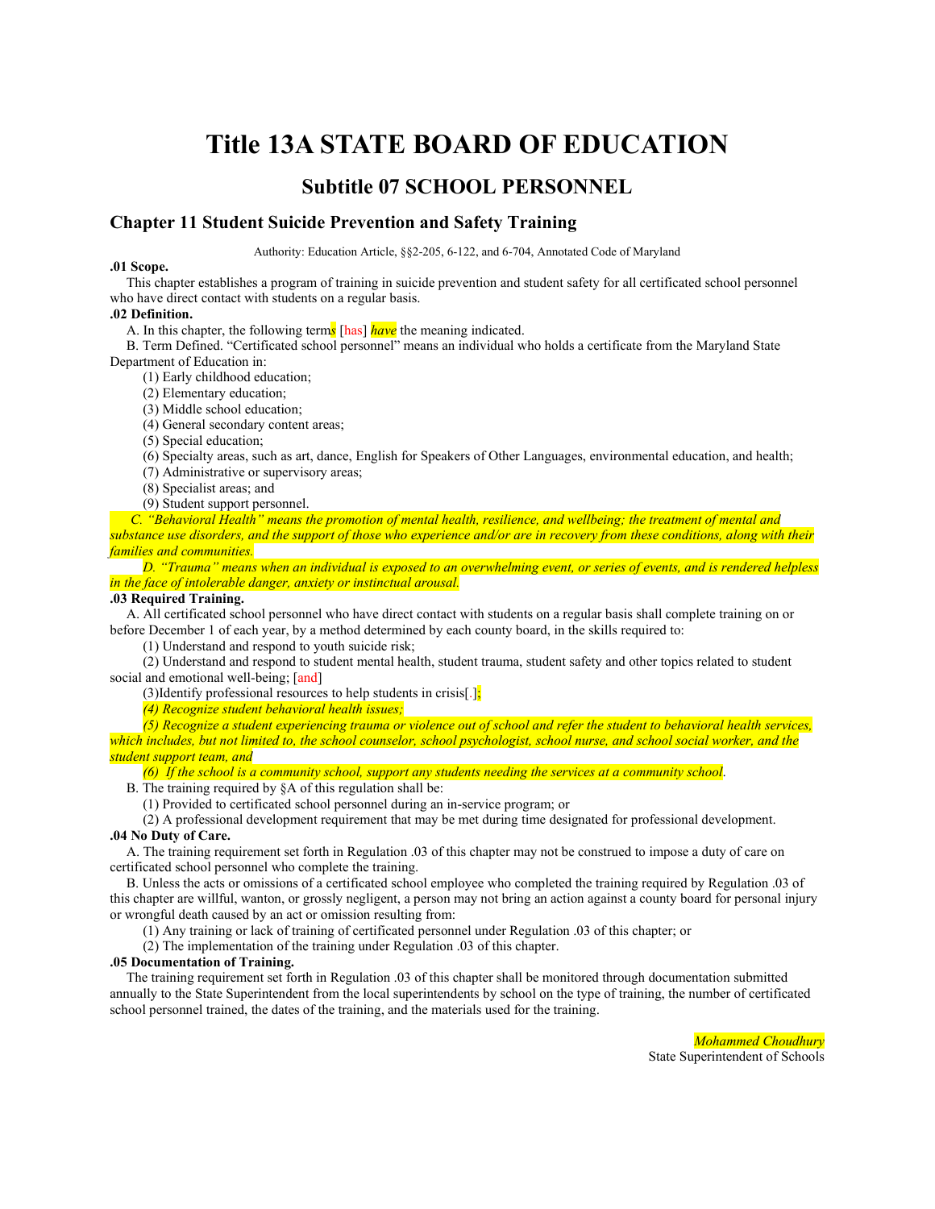# Title 13A STATE BOARD OF EDUCATION

## Subtitle 07 SCHOOL PERSONNEL

### Chapter 11 Student Suicide Prevention and Safety Training

Authority: Education Article, §§2-205, 6-122, and 6-704, Annotated Code of Maryland

**.01 Scope.**

This chapter establishes a program of training in suicide prevention and student safety for all certificated school personnel who have direct contact with students on a regular basis.

**.02 Definition.**

A. In this chapter, the following term*s* [has] *have* the meaning indicated.

B. Term Defined. "Certificated school personnel" means an individual who holds a certificate from the Maryland State Department of Education in:

(1) Early childhood education;

(2) Elementary education;

(3) Middle school education;

(4) General secondary content areas;

(5) Special education;

(6) Specialty areas, such as art, dance, English for Speakers of Other Languages, environmental education, and health;

(7) Administrative or supervisory areas;

(8) Specialist areas; and

(9) Student support personnel.

*C. "Behavioral Health" means the promotion of mental health, resilience, and wellbeing; the treatment of mental and substance use disorders, and the support of those who experience and/or are in recovery from these conditions, along with their families and communities.*

*D. "Trauma" means when an individual is exposed to an overwhelming event, or series of events, and is rendered helpless in the face of intolerable danger, anxiety or instinctual arousal.*

**.03 Required Training.**

A. All certificated school personnel who have direct contact with students on a regular basis shall complete training on or before December 1 of each year, by a method determined by each county board, in the skills required to:

(1) Understand and respond to youth suicide risk;

(2) Understand and respond to student mental health, student trauma, student safety and other topics related to student social and emotional well-being; [and]

(3)Identify professional resources to help students in crisis[.]*;*

*(4) Recognize student behavioral health issues;*

*(5) Recognize a student experiencing trauma or violence out of school and refer the student to behavioral health services, which includes, but not limited to, the school counselor, school psychologist, school nurse, and school social worker, and the student support team, and*

*(6) If the school is a community school, support any students needing the services at a community school*.

B. The training required by §A of this regulation shall be:

(1) Provided to certificated school personnel during an in-service program; or

(2) A professional development requirement that may be met during time designated for professional development.

**.04 No Duty of Care.**

A. The training requirement set forth in Regulation .03 of this chapter may not be construed to impose a duty of care on certificated school personnel who complete the training.

B. Unless the acts or omissions of a certificated school employee who completed the training required by Regulation .03 of this chapter are willful, wanton, or grossly negligent, a person may not bring an action against a county board for personal injury or wrongful death caused by an act or omission resulting from:

(1) Any training or lack of training of certificated personnel under Regulation .03 of this chapter; or

(2) The implementation of the training under Regulation .03 of this chapter.

**.05 Documentation of Training.**

The training requirement set forth in Regulation .03 of this chapter shall be monitored through documentation submitted annually to the State Superintendent from the local superintendents by school on the type of training, the number of certificated school personnel trained, the dates of the training, and the materials used for the training.

*Mohammed Choudhury*
State Superintendent of Schools